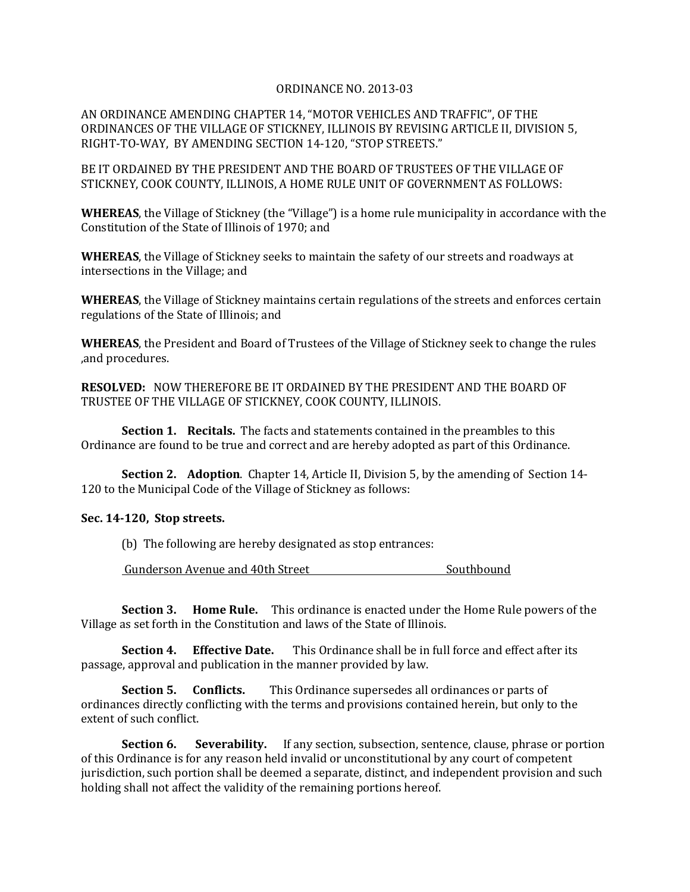ORDINANCE NO. 2013-03

AN ORDINANCE AMENDING CHAPTER 14, "MOTOR VEHICLES AND TRAFFIC", OF THE ORDINANCES OF THE VILLAGE OF STICKNEY, ILLINOIS BY REVISING ARTICLE II, DIVISION 5, RIGHT-TO-WAY, BY AMENDING SECTION 14-120, "STOP STREETS."

BE IT ORDAINED BY THE PRESIDENT AND THE BOARD OF TRUSTEES OF THE VILLAGE OF STICKNEY, COOK COUNTY, ILLINOIS, A HOME RULE UNIT OF GOVERNMENT AS FOLLOWS:

**WHEREAS**, the Village of Stickney (the "Village") is a home rule municipality in accordance with the Constitution of the State of Illinois of 1970; and

**WHEREAS**, the Village of Stickney seeks to maintain the safety of our streets and roadways at intersections in the Village; and

**WHEREAS**, the Village of Stickney maintains certain regulations of the streets and enforces certain regulations of the State of Illinois; and

**WHEREAS**, the President and Board of Trustees of the Village of Stickney seek to change the rules ,and procedures.

**RESOLVED:** NOW THEREFORE BE IT ORDAINED BY THE PRESIDENT AND THE BOARD OF TRUSTEE OF THE VILLAGE OF STICKNEY, COOK COUNTY, ILLINOIS.

**Section 1. Recitals.** The facts and statements contained in the preambles to this Ordinance are found to be true and correct and are hereby adopted as part of this Ordinance.

**Section 2. Adoption**. Chapter 14, Article II, Division 5, by the amending of Section 14-120 to the Municipal Code of the Village of Stickney as follows:

**Sec. 14-120, Stop streets.**

(b) The following are hereby designated as stop entrances:

<u>Gunderson Avenue and 40th Street Southbound</u>

**Section 3. Home Rule.** This ordinance is enacted under the Home Rule powers of the Village as set forth in the Constitution and laws of the State of Illinois.

**Section 4. Effective Date.** This Ordinance shall be in full force and effect after its passage, approval and publication in the manner provided by law.

**Section 5. Conflicts.** This Ordinance supersedes all ordinances or parts of ordinances directly conflicting with the terms and provisions contained herein, but only to the extent of such conflict.

**Section 6. Severability.** If any section, subsection, sentence, clause, phrase or portion of this Ordinance is for any reason held invalid or unconstitutional by any court of competent jurisdiction, such portion shall be deemed a separate, distinct, and independent provision and such holding shall not affect the validity of the remaining portions hereof.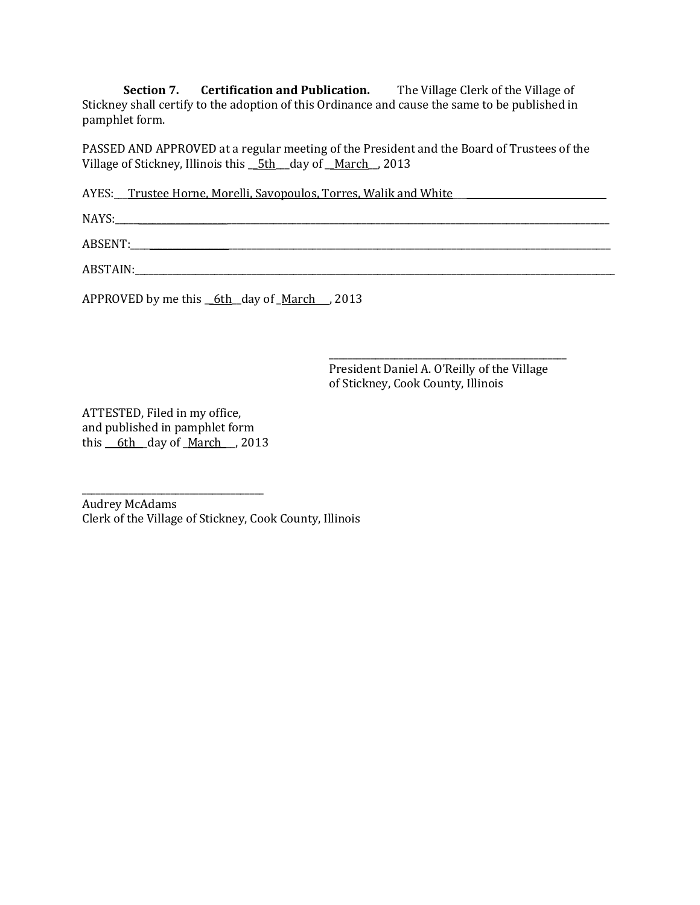**Section 7. Certification and Publication.** The Village Clerk of the Village of Stickney shall certify to the adoption of this Ordinance and cause the same to be published in pamphlet form.

PASSED AND APPROVED at a regular meeting of the President and the Board of Trustees of the Village of Stickney, Illinois this __5th___day of __March__, 2013

AYES:___Trustee Horne, Morelli, Savopoulos, Torres, Walik and White___________________________

NAYS:_____________________________________________________________________________

ABSENT:___________________________________________________________________________

ABSTAIN:__________________________________________________________________________

APPROVED by me this __6th__day of _March___, 2013

_____________________________________________
President Daniel A. O'Reilly of the Village
of Stickney, Cook County, Illinois

ATTESTED, Filed in my office,
and published in pamphlet form
this ___6th__ day of _March___, 2013

_____________________________________
Audrey McAdams
Clerk of the Village of Stickney, Cook County, Illinois